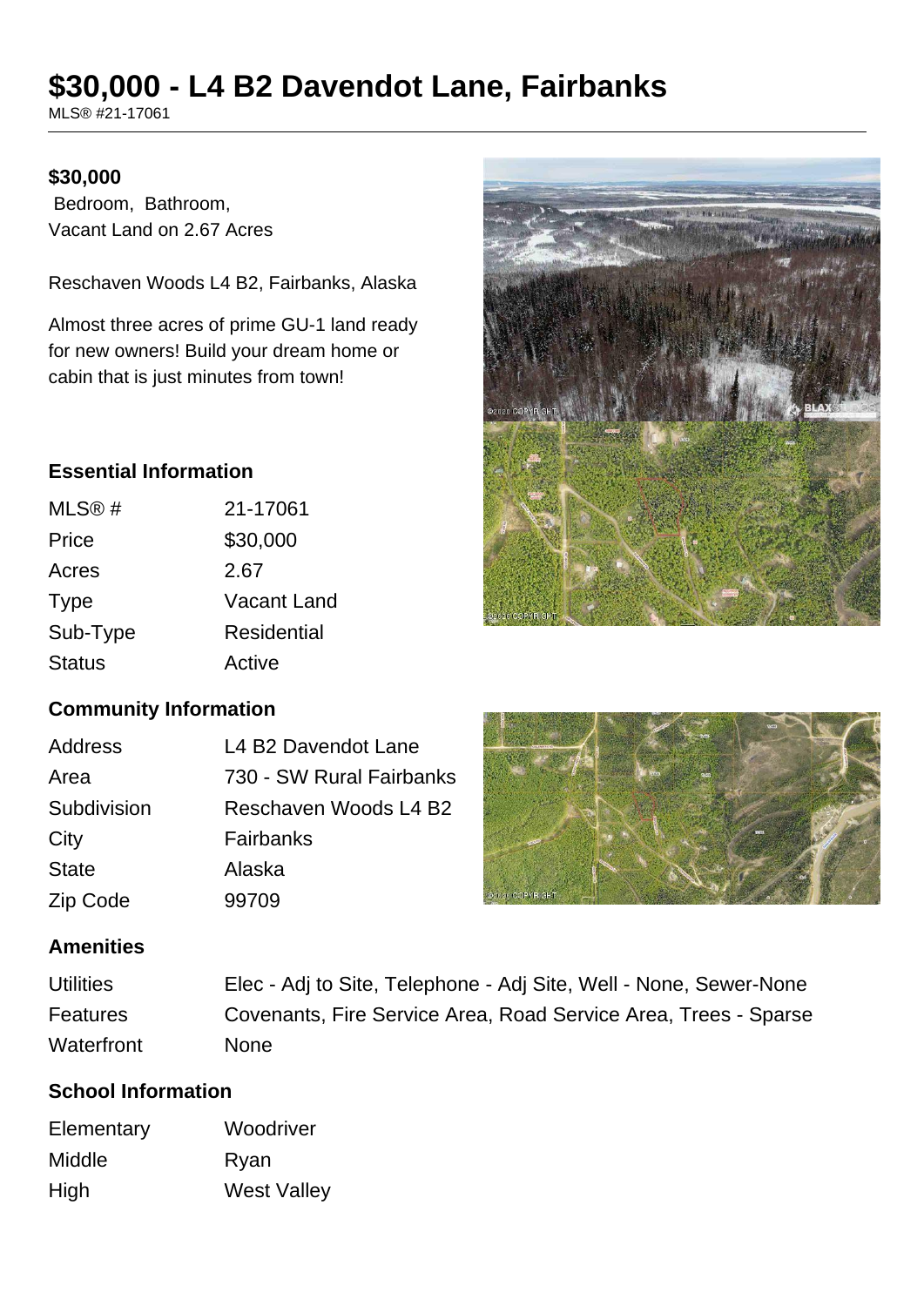# $30,000 - L4 B2 Davendot Lane, Fairbanks

MLS® #21-17061

**$30,000**

Bedroom, Bathroom,
Vacant Land on 2.67 Acres

Reschaven Woods L4 B2, Fairbanks, Alaska

Almost three acres of prime GU-1 land ready for new owners! Build your dream home or cabin that is just minutes from town!

### Essential Information

| | |
|---|---|
| MLS® # | 21-17061 |
| Price | $30,000 |
| Acres | 2.67 |
| Type | Vacant Land |
| Sub-Type | Residential |
| Status | Active |

### Community Information

| | |
|---|---|
| Address | L4 B2 Davendot Lane |
| Area | 730 - SW Rural Fairbanks |
| Subdivision | Reschaven Woods L4 B2 |
| City | Fairbanks |
| State | Alaska |
| Zip Code | 99709 |

### Amenities

| | |
|---|---|
| Utilities | Elec - Adj to Site, Telephone - Adj Site, Well - None, Sewer-None |
| Features | Covenants, Fire Service Area, Road Service Area, Trees - Sparse |
| Waterfront | None |

### School Information

| | |
|---|---|
| Elementary | Woodriver |
| Middle | Ryan |
| High | West Valley |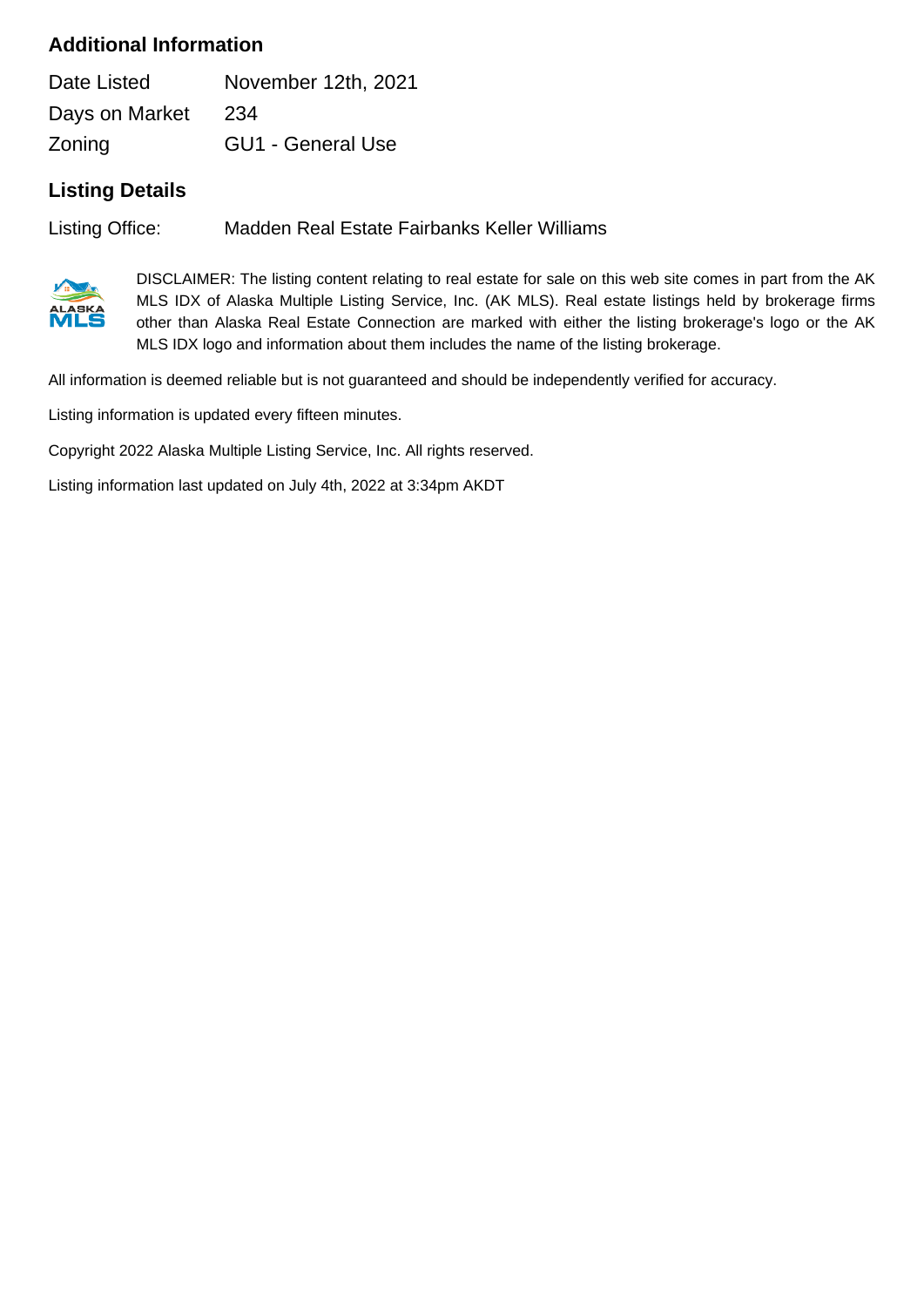## Additional Information

| | |
|---|---|
| Date Listed | November 12th, 2021 |
| Days on Market | 234 |
| Zoning | GU1 - General Use |

## Listing Details

| | |
|---|---|
| Listing Office: | Madden Real Estate Fairbanks Keller Williams |

DISCLAIMER: The listing content relating to real estate for sale on this web site comes in part from the AK MLS IDX of Alaska Multiple Listing Service, Inc. (AK MLS). Real estate listings held by brokerage firms other than Alaska Real Estate Connection are marked with either the listing brokerage's logo or the AK MLS IDX logo and information about them includes the name of the listing brokerage.

All information is deemed reliable but is not guaranteed and should be independently verified for accuracy.

Listing information is updated every fifteen minutes.

Copyright 2022 Alaska Multiple Listing Service, Inc. All rights reserved.

Listing information last updated on July 4th, 2022 at 3:34pm AKDT